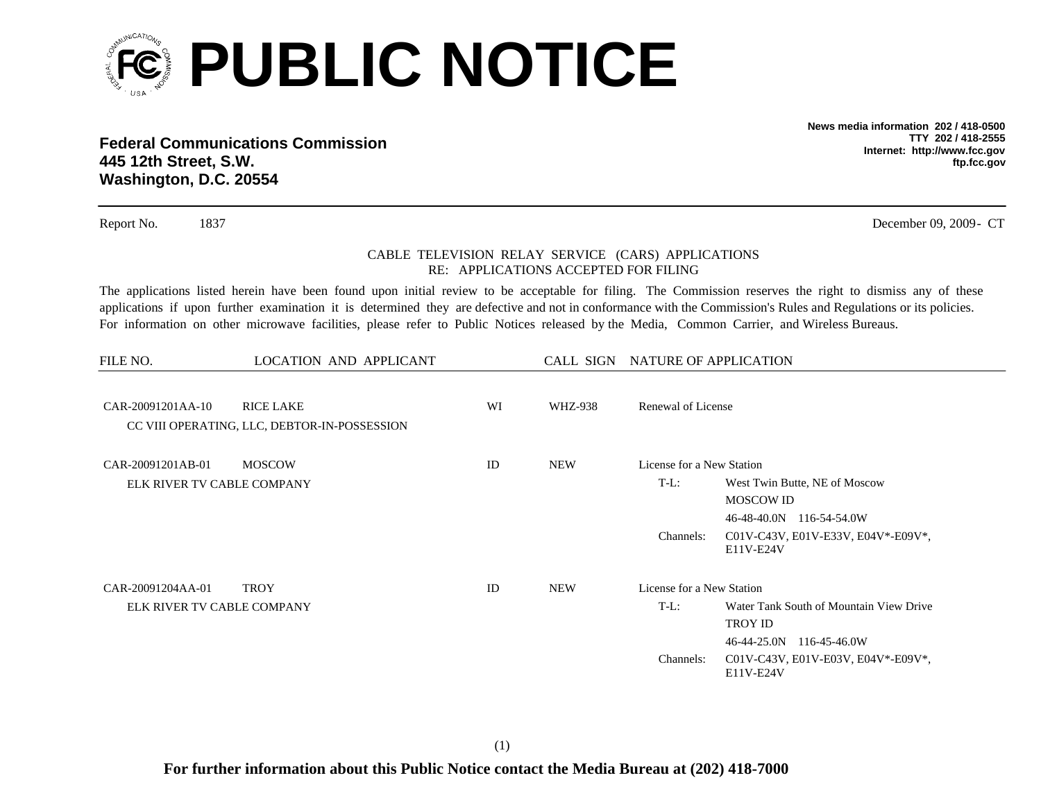# PUBLIC NOTICE

**Federal Communications Commission**
**445 12th Street, S.W.**
**Washington, D.C. 20554**

**News media information 202 / 418-0500**
**TTY 202 / 418-2555**
**Internet: http://www.fcc.gov**
**ftp.fcc.gov**

Report No. 1837 December 09, 2009- CT

CABLE TELEVISION RELAY SERVICE (CARS) APPLICATIONS
RE: APPLICATIONS ACCEPTED FOR FILING

The applications listed herein have been found upon initial review to be acceptable for filing. The Commission reserves the right to dismiss any of these applications if upon further examination it is determined they are defective and not in conformance with the Commission's Rules and Regulations or its policies. For information on other microwave facilities, please refer to Public Notices released by the Media, Common Carrier, and Wireless Bureaus.

| FILE NO. | LOCATION AND APPLICANT | | CALL SIGN | NATURE OF APPLICATION | |
|---|---|---|---|---|---|
| CAR-20091201AA-10 | RICE LAKE | WI | WHZ-938 | Renewal of License | |
| | CC VIII OPERATING, LLC, DEBTOR-IN-POSSESSION | | | | |
| CAR-20091201AB-01 | MOSCOW | ID | NEW | License for a New Station | |
| | ELK RIVER TV CABLE COMPANY | | | T-L: | West Twin Butte, NE of Moscow |
| | | | | | MOSCOW ID |
| | | | | | 46-48-40.0N 116-54-54.0W |
| | | | | Channels: | C01V-C43V, E01V-E33V, E04V*-E09V*, E11V-E24V |
| CAR-20091204AA-01 | TROY | ID | NEW | License for a New Station | |
| | ELK RIVER TV CABLE COMPANY | | | T-L: | Water Tank South of Mountain View Drive |
| | | | | | TROY ID |
| | | | | | 46-44-25.0N 116-45-46.0W |
| | | | | Channels: | C01V-C43V, E01V-E03V, E04V*-E09V*, E11V-E24V |

**For further information about this Public Notice contact the Media Bureau at (202) 418-7000**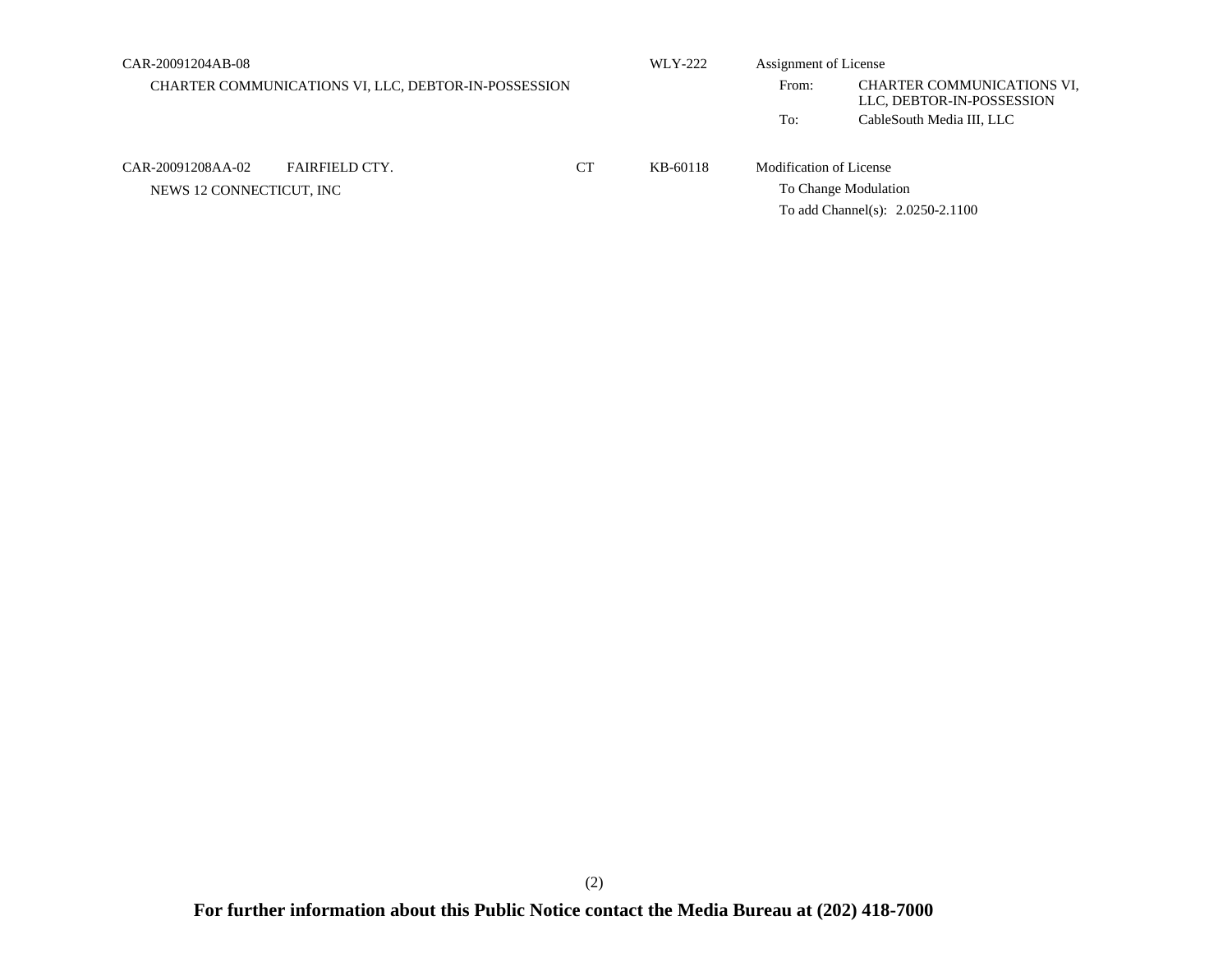| | | | | |
|---|---|---|---|---|
| CAR-20091204AB-08 | | | WLY-222 | Assignment of License |
| CHARTER COMMUNICATIONS VI, LLC, DEBTOR-IN-POSSESSION | | | | From: CHARTER COMMUNICATIONS VI, LLC, DEBTOR-IN-POSSESSION |
| | | | | To: CableSouth Media III, LLC |
| CAR-20091208AA-02 | FAIRFIELD CTY. | CT | KB-60118 | Modification of License |
| NEWS 12 CONNECTICUT, INC | | | | To Change Modulation |
| | | | | To add Channel(s): 2.0250-2.1100 |

**For further information about this Public Notice contact the Media Bureau at (202) 418-7000**